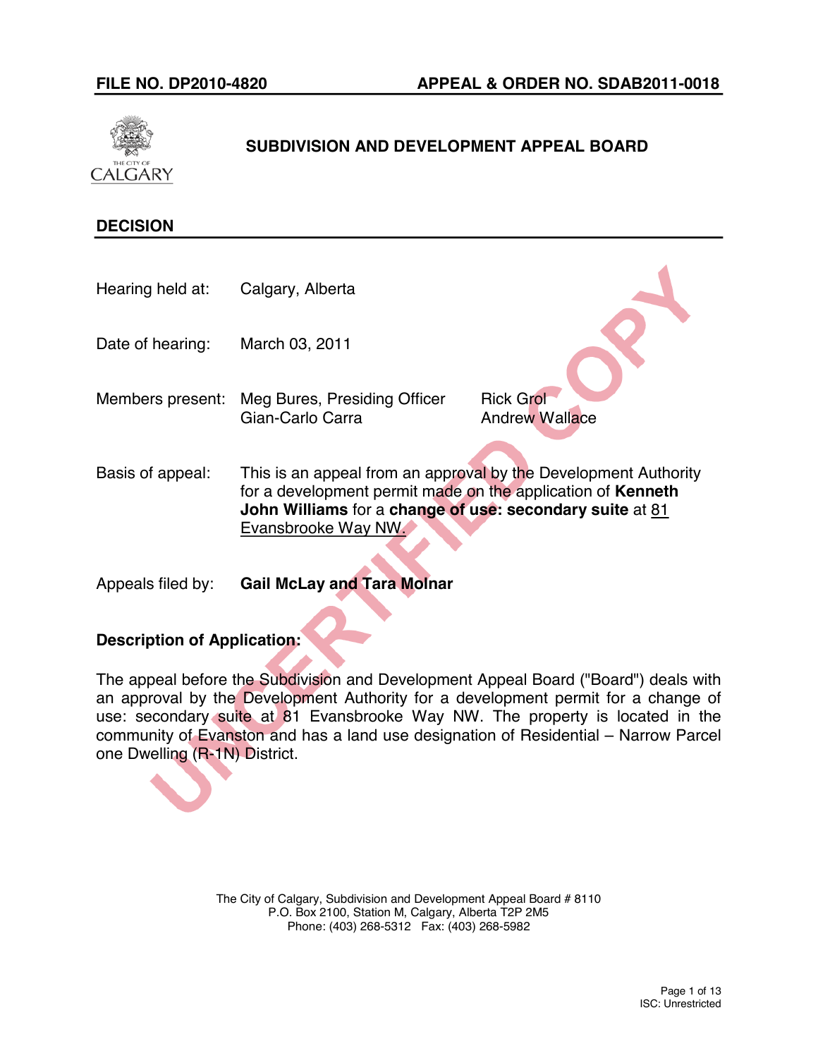**FILE NO. DP2010-4820** **APPEAL & ORDER NO. SDAB2011-0018**

# SUBDIVISION AND DEVELOPMENT APPEAL BOARD

## DECISION

| | |
|---|---|
| Hearing held at: | Calgary, Alberta |
| Date of hearing: | March 03, 2011 |
| Members present: | Meg Bures, Presiding Officer; Gian-Carlo Carra; Rick Grol; Andrew Wallace |
| Basis of appeal: | This is an appeal from an approval by the Development Authority for a development permit made on the application of **Kenneth John Williams** for a **change of use: secondary suite** at 81 Evansbrooke Way NW. |
| Appeals filed by: | **Gail McLay and Tara Molnar** |

**Description of Application:**

The appeal before the Subdivision and Development Appeal Board ("Board") deals with an approval by the Development Authority for a development permit for a change of use: secondary suite at 81 Evansbrooke Way NW. The property is located in the community of Evanston and has a land use designation of Residential – Narrow Parcel one Dwelling (R-1N) District.

The City of Calgary, Subdivision and Development Appeal Board # 8110
P.O. Box 2100, Station M, Calgary, Alberta T2P 2M5
Phone: (403) 268-5312 Fax: (403) 268-5982

ISC: Unrestricted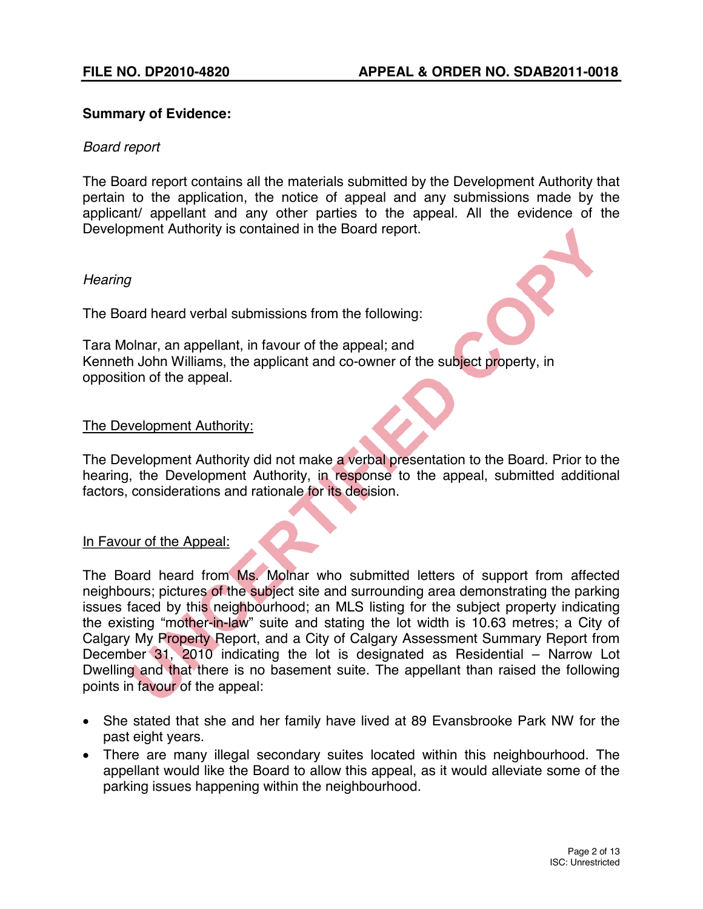**Summary of Evidence:**

*Board report*

The Board report contains all the materials submitted by the Development Authority that pertain to the application, the notice of appeal and any submissions made by the applicant/ appellant and any other parties to the appeal. All the evidence of the Development Authority is contained in the Board report.

*Hearing*

The Board heard verbal submissions from the following:

Tara Molnar, an appellant, in favour of the appeal; and
Kenneth John Williams, the applicant and co-owner of the subject property, in opposition of the appeal.

The Development Authority:

The Development Authority did not make a verbal presentation to the Board. Prior to the hearing, the Development Authority, in response to the appeal, submitted additional factors, considerations and rationale for its decision.

In Favour of the Appeal:

The Board heard from Ms. Molnar who submitted letters of support from affected neighbours; pictures of the subject site and surrounding area demonstrating the parking issues faced by this neighbourhood; an MLS listing for the subject property indicating the existing "mother-in-law" suite and stating the lot width is 10.63 metres; a City of Calgary My Property Report, and a City of Calgary Assessment Summary Report from December 31, 2010 indicating the lot is designated as Residential – Narrow Lot Dwelling and that there is no basement suite. The appellant than raised the following points in favour of the appeal:

- She stated that she and her family have lived at 89 Evansbrooke Park NW for the past eight years.
- There are many illegal secondary suites located within this neighbourhood. The appellant would like the Board to allow this appeal, as it would alleviate some of the parking issues happening within the neighbourhood.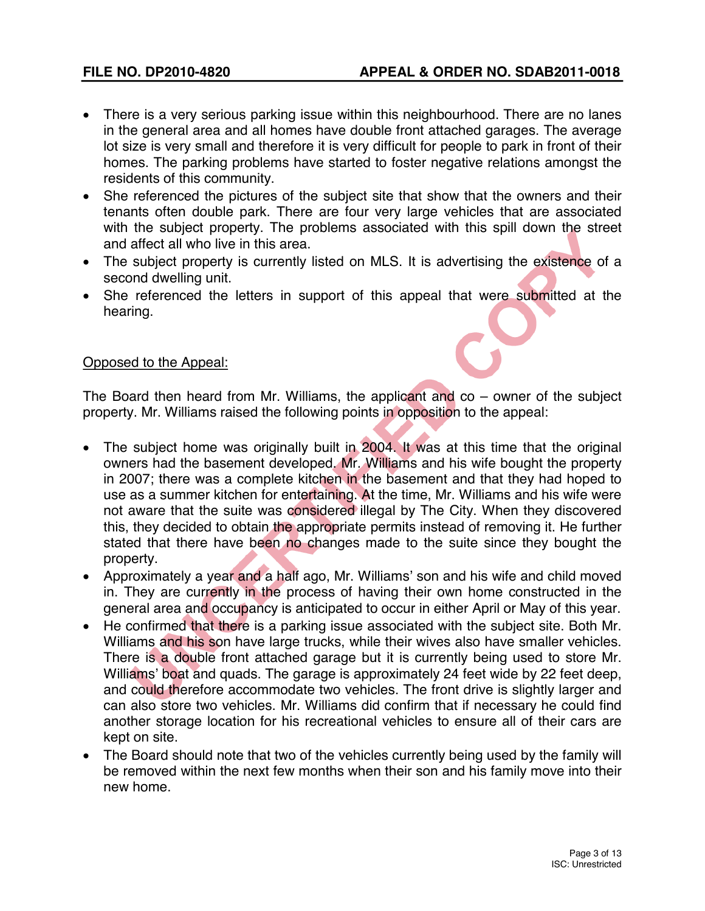- There is a very serious parking issue within this neighbourhood. There are no lanes in the general area and all homes have double front attached garages. The average lot size is very small and therefore it is very difficult for people to park in front of their homes. The parking problems have started to foster negative relations amongst the residents of this community.
- She referenced the pictures of the subject site that show that the owners and their tenants often double park. There are four very large vehicles that are associated with the subject property. The problems associated with this spill down the street and affect all who live in this area.
- The subject property is currently listed on MLS. It is advertising the existence of a second dwelling unit.
- She referenced the letters in support of this appeal that were submitted at the hearing.

Opposed to the Appeal:

The Board then heard from Mr. Williams, the applicant and co – owner of the subject property. Mr. Williams raised the following points in opposition to the appeal:

- The subject home was originally built in 2004. It was at this time that the original owners had the basement developed. Mr. Williams and his wife bought the property in 2007; there was a complete kitchen in the basement and that they had hoped to use as a summer kitchen for entertaining. At the time, Mr. Williams and his wife were not aware that the suite was considered illegal by The City. When they discovered this, they decided to obtain the appropriate permits instead of removing it. He further stated that there have been no changes made to the suite since they bought the property.
- Approximately a year and a half ago, Mr. Williams' son and his wife and child moved in. They are currently in the process of having their own home constructed in the general area and occupancy is anticipated to occur in either April or May of this year.
- He confirmed that there is a parking issue associated with the subject site. Both Mr. Williams and his son have large trucks, while their wives also have smaller vehicles. There is a double front attached garage but it is currently being used to store Mr. Williams' boat and quads. The garage is approximately 24 feet wide by 22 feet deep, and could therefore accommodate two vehicles. The front drive is slightly larger and can also store two vehicles. Mr. Williams did confirm that if necessary he could find another storage location for his recreational vehicles to ensure all of their cars are kept on site.
- The Board should note that two of the vehicles currently being used by the family will be removed within the next few months when their son and his family move into their new home.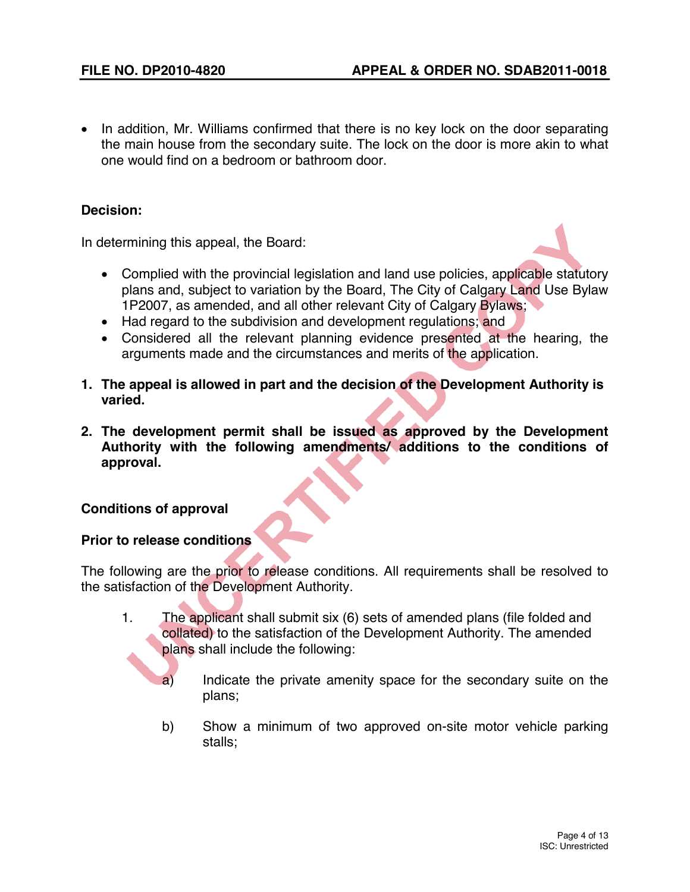- In addition, Mr. Williams confirmed that there is no key lock on the door separating the main house from the secondary suite. The lock on the door is more akin to what one would find on a bedroom or bathroom door.

**Decision:**

In determining this appeal, the Board:

- Complied with the provincial legislation and land use policies, applicable statutory plans and, subject to variation by the Board, The City of Calgary Land Use Bylaw 1P2007, as amended, and all other relevant City of Calgary Bylaws;
- Had regard to the subdivision and development regulations; and
- Considered all the relevant planning evidence presented at the hearing, the arguments made and the circumstances and merits of the application.

1. **The appeal is allowed in part and the decision of the Development Authority is varied.**

2. **The development permit shall be issued as approved by the Development Authority with the following amendments/ additions to the conditions of approval.**

**Conditions of approval**

**Prior to release conditions**

The following are the prior to release conditions. All requirements shall be resolved to the satisfaction of the Development Authority.

1. The applicant shall submit six (6) sets of amended plans (file folded and collated) to the satisfaction of the Development Authority. The amended plans shall include the following:

    a) Indicate the private amenity space for the secondary suite on the plans;

    b) Show a minimum of two approved on-site motor vehicle parking stalls;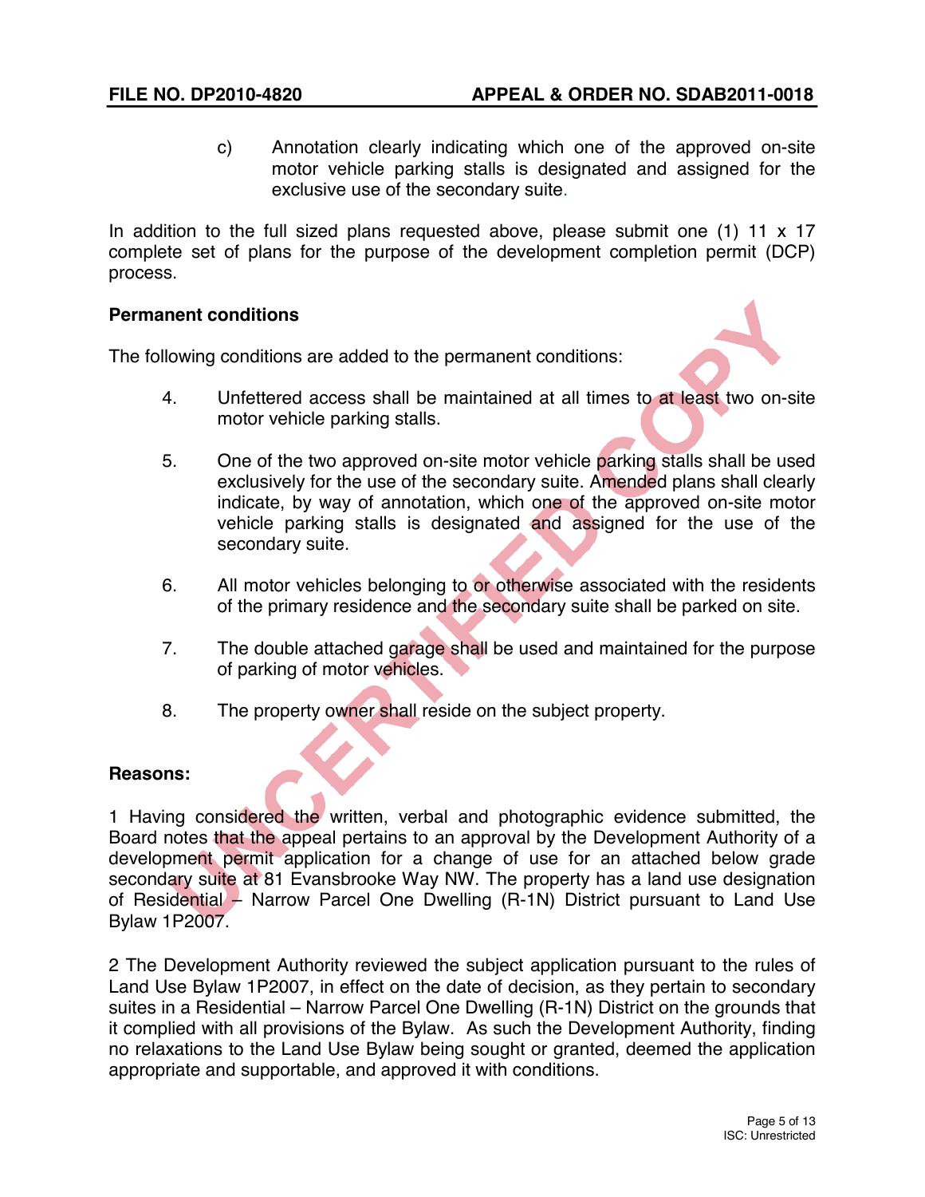c) Annotation clearly indicating which one of the approved on-site motor vehicle parking stalls is designated and assigned for the exclusive use of the secondary suite.

In addition to the full sized plans requested above, please submit one (1) 11 x 17 complete set of plans for the purpose of the development completion permit (DCP) process.

**Permanent conditions**

The following conditions are added to the permanent conditions:

4. Unfettered access shall be maintained at all times to at least two on-site motor vehicle parking stalls.

5. One of the two approved on-site motor vehicle parking stalls shall be used exclusively for the use of the secondary suite. Amended plans shall clearly indicate, by way of annotation, which one of the approved on-site motor vehicle parking stalls is designated and assigned for the use of the secondary suite.

6. All motor vehicles belonging to or otherwise associated with the residents of the primary residence and the secondary suite shall be parked on site.

7. The double attached garage shall be used and maintained for the purpose of parking of motor vehicles.

8. The property owner shall reside on the subject property.

**Reasons:**

1 Having considered the written, verbal and photographic evidence submitted, the Board notes that the appeal pertains to an approval by the Development Authority of a development permit application for a change of use for an attached below grade secondary suite at 81 Evansbrooke Way NW. The property has a land use designation of Residential – Narrow Parcel One Dwelling (R-1N) District pursuant to Land Use Bylaw 1P2007.

2 The Development Authority reviewed the subject application pursuant to the rules of Land Use Bylaw 1P2007, in effect on the date of decision, as they pertain to secondary suites in a Residential – Narrow Parcel One Dwelling (R-1N) District on the grounds that it complied with all provisions of the Bylaw. As such the Development Authority, finding no relaxations to the Land Use Bylaw being sought or granted, deemed the application appropriate and supportable, and approved it with conditions.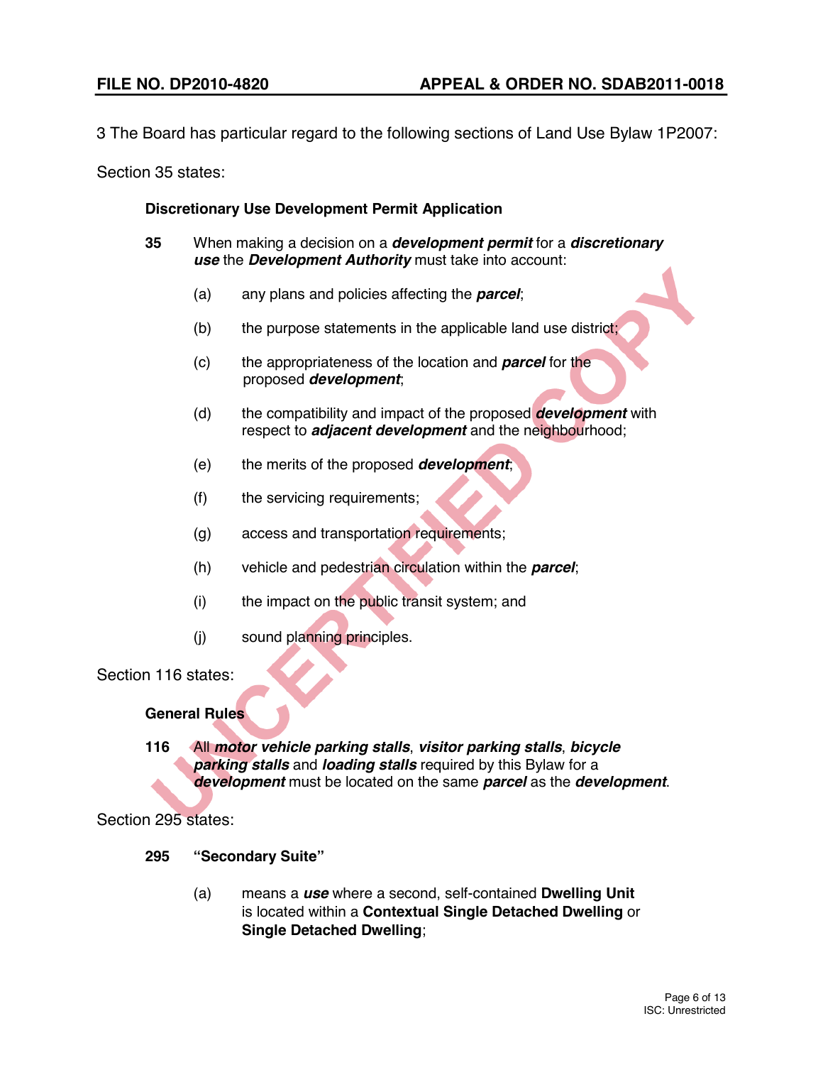3 The Board has particular regard to the following sections of Land Use Bylaw 1P2007:

Section 35 states:

**Discretionary Use Development Permit Application**

**35** When making a decision on a ***development permit*** for a ***discretionary use*** the ***Development Authority*** must take into account:

(a) any plans and policies affecting the ***parcel***;

(b) the purpose statements in the applicable land use district;

(c) the appropriateness of the location and ***parcel*** for the proposed ***development***;

(d) the compatibility and impact of the proposed ***development*** with respect to ***adjacent development*** and the neighbourhood;

(e) the merits of the proposed ***development***;

(f) the servicing requirements;

(g) access and transportation requirements;

(h) vehicle and pedestrian circulation within the ***parcel***;

(i) the impact on the public transit system; and

(j) sound planning principles.

Section 116 states:

**General Rules**

**116** All ***motor vehicle parking stalls***, ***visitor parking stalls***, ***bicycle parking stalls*** and ***loading stalls*** required by this Bylaw for a ***development*** must be located on the same ***parcel*** as the ***development***.

Section 295 states:

**295 "Secondary Suite"**

(a) means a ***use*** where a second, self-contained **Dwelling Unit** is located within a **Contextual Single Detached Dwelling** or **Single Detached Dwelling**;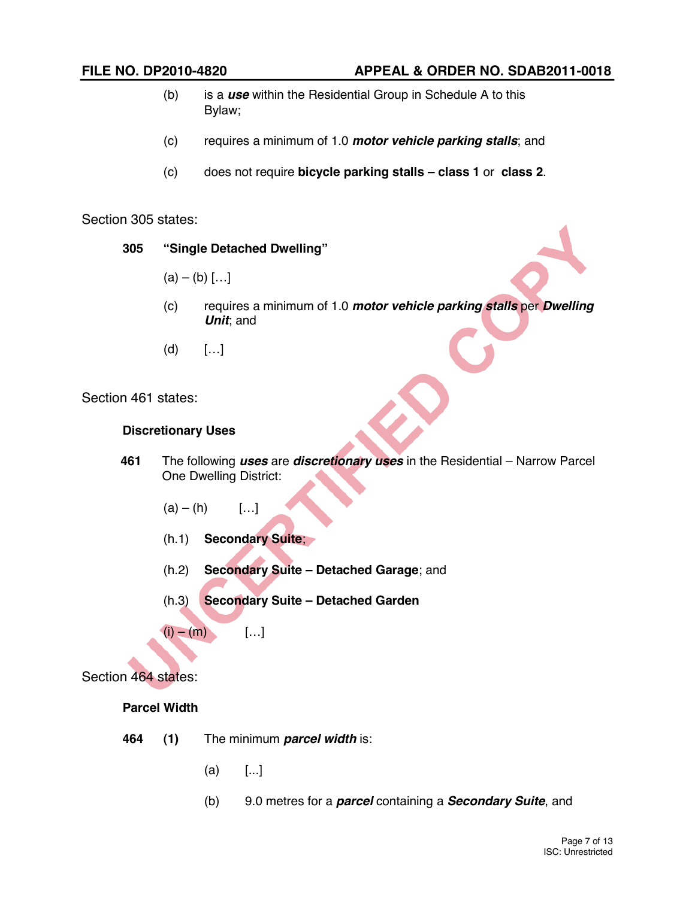(b) is a ***use*** within the Residential Group in Schedule A to this Bylaw;

(c) requires a minimum of 1.0 ***motor vehicle parking stalls***; and

(c) does not require **bicycle parking stalls – class 1** or **class 2**.

Section 305 states:

**305 "Single Detached Dwelling"**

(a) – (b) […]

(c) requires a minimum of 1.0 ***motor vehicle parking stalls*** per ***Dwelling Unit***; and

(d) […]

Section 461 states:

**Discretionary Uses**

**461** The following ***uses*** are ***discretionary uses*** in the Residential – Narrow Parcel One Dwelling District:

(a) – (h) […]

(h.1) **Secondary Suite**;

(h.2) **Secondary Suite – Detached Garage**; and

(h.3) **Secondary Suite – Detached Garden**

(i) – (m) […]

Section 464 states:

**Parcel Width**

**464** **(1)** The minimum ***parcel width*** is:

(a) [...]

(b) 9.0 metres for a ***parcel*** containing a ***Secondary Suite***, and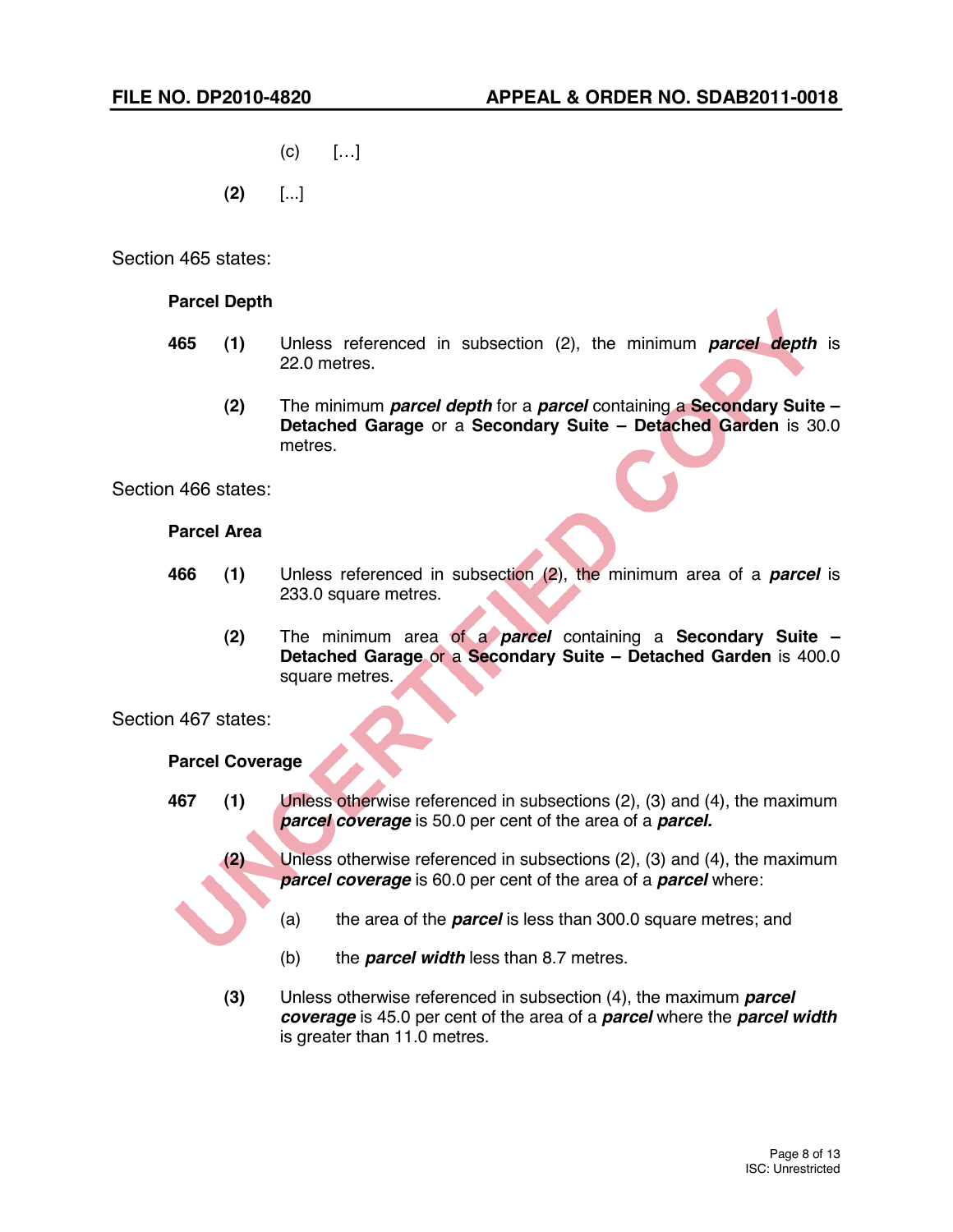(c) […]

**(2)** [...]

Section 465 states:

**Parcel Depth**

**465** **(1)** Unless referenced in subsection (2), the minimum ***parcel depth*** is 22.0 metres.

**(2)** The minimum ***parcel depth*** for a ***parcel*** containing a **Secondary Suite – Detached Garage** or a **Secondary Suite – Detached Garden** is 30.0 metres.

Section 466 states:

**Parcel Area**

**466** **(1)** Unless referenced in subsection (2), the minimum area of a ***parcel*** is 233.0 square metres.

**(2)** The minimum area of a ***parcel*** containing a **Secondary Suite – Detached Garage** or a **Secondary Suite – Detached Garden** is 400.0 square metres.

Section 467 states:

**Parcel Coverage**

**467** **(1)** Unless otherwise referenced in subsections (2), (3) and (4), the maximum ***parcel coverage*** is 50.0 per cent of the area of a ***parcel.***

**(2)** Unless otherwise referenced in subsections (2), (3) and (4), the maximum ***parcel coverage*** is 60.0 per cent of the area of a ***parcel*** where:

(a) the area of the ***parcel*** is less than 300.0 square metres; and

(b) the ***parcel width*** less than 8.7 metres.

**(3)** Unless otherwise referenced in subsection (4), the maximum ***parcel coverage*** is 45.0 per cent of the area of a ***parcel*** where the ***parcel width*** is greater than 11.0 metres.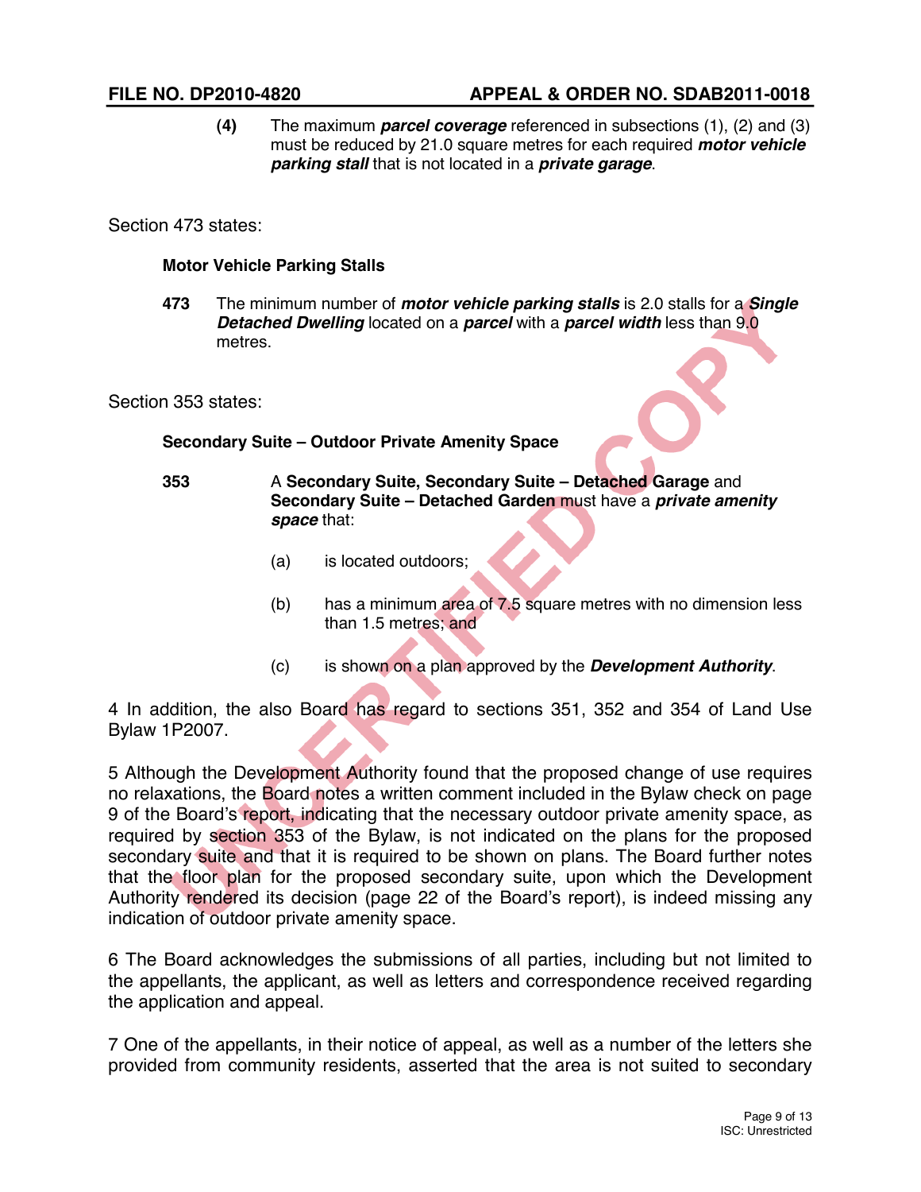**(4)** The maximum ***parcel coverage*** referenced in subsections (1), (2) and (3) must be reduced by 21.0 square metres for each required ***motor vehicle parking stall*** that is not located in a ***private garage***.

Section 473 states:

**Motor Vehicle Parking Stalls**

**473** The minimum number of ***motor vehicle parking stalls*** is 2.0 stalls for a ***Single Detached Dwelling*** located on a ***parcel*** with a ***parcel width*** less than 9.0 metres.

Section 353 states:

**Secondary Suite – Outdoor Private Amenity Space**

**353** A **Secondary Suite, Secondary Suite – Detached Garage** and **Secondary Suite – Detached Garden** must have a ***private amenity space*** that:

(a) is located outdoors;

(b) has a minimum area of 7.5 square metres with no dimension less than 1.5 metres; and

(c) is shown on a plan approved by the ***Development Authority***.

4 In addition, the also Board has regard to sections 351, 352 and 354 of Land Use Bylaw 1P2007.

5 Although the Development Authority found that the proposed change of use requires no relaxations, the Board notes a written comment included in the Bylaw check on page 9 of the Board's report, indicating that the necessary outdoor private amenity space, as required by section 353 of the Bylaw, is not indicated on the plans for the proposed secondary suite and that it is required to be shown on plans. The Board further notes that the floor plan for the proposed secondary suite, upon which the Development Authority rendered its decision (page 22 of the Board's report), is indeed missing any indication of outdoor private amenity space.

6 The Board acknowledges the submissions of all parties, including but not limited to the appellants, the applicant, as well as letters and correspondence received regarding the application and appeal.

7 One of the appellants, in their notice of appeal, as well as a number of the letters she provided from community residents, asserted that the area is not suited to secondary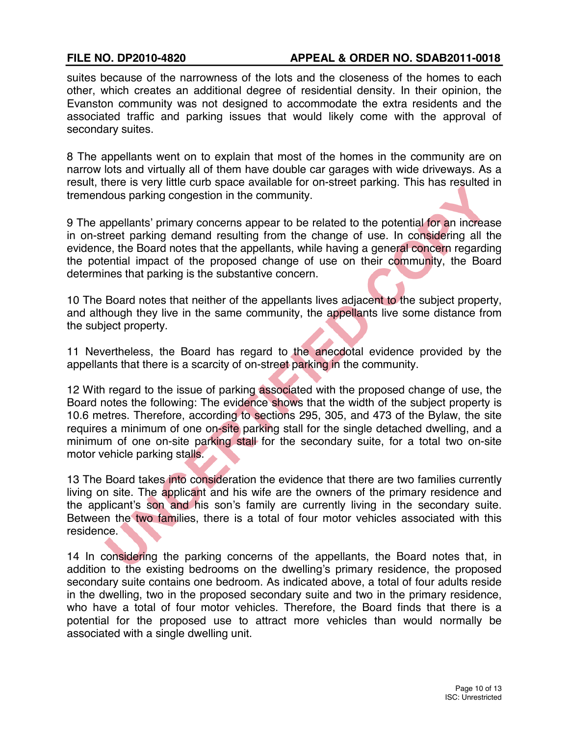suites because of the narrowness of the lots and the closeness of the homes to each other, which creates an additional degree of residential density. In their opinion, the Evanston community was not designed to accommodate the extra residents and the associated traffic and parking issues that would likely come with the approval of secondary suites.

8 The appellants went on to explain that most of the homes in the community are on narrow lots and virtually all of them have double car garages with wide driveways. As a result, there is very little curb space available for on-street parking. This has resulted in tremendous parking congestion in the community.

9 The appellants' primary concerns appear to be related to the potential for an increase in on-street parking demand resulting from the change of use. In considering all the evidence, the Board notes that the appellants, while having a general concern regarding the potential impact of the proposed change of use on their community, the Board determines that parking is the substantive concern.

10 The Board notes that neither of the appellants lives adjacent to the subject property, and although they live in the same community, the appellants live some distance from the subject property.

11 Nevertheless, the Board has regard to the anecdotal evidence provided by the appellants that there is a scarcity of on-street parking in the community.

12 With regard to the issue of parking associated with the proposed change of use, the Board notes the following: The evidence shows that the width of the subject property is 10.6 metres. Therefore, according to sections 295, 305, and 473 of the Bylaw, the site requires a minimum of one on-site parking stall for the single detached dwelling, and a minimum of one on-site parking stall for the secondary suite, for a total two on-site motor vehicle parking stalls.

13 The Board takes into consideration the evidence that there are two families currently living on site. The applicant and his wife are the owners of the primary residence and the applicant's son and his son's family are currently living in the secondary suite. Between the two families, there is a total of four motor vehicles associated with this residence.

14 In considering the parking concerns of the appellants, the Board notes that, in addition to the existing bedrooms on the dwelling's primary residence, the proposed secondary suite contains one bedroom. As indicated above, a total of four adults reside in the dwelling, two in the proposed secondary suite and two in the primary residence, who have a total of four motor vehicles. Therefore, the Board finds that there is a potential for the proposed use to attract more vehicles than would normally be associated with a single dwelling unit.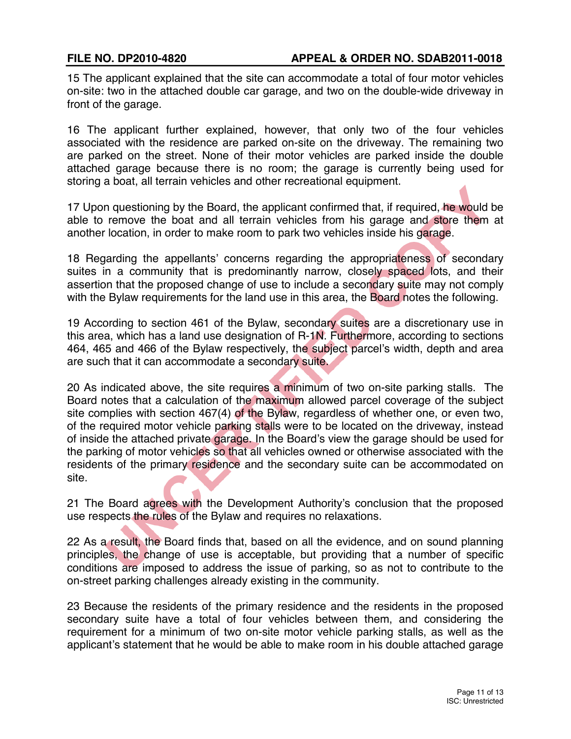15 The applicant explained that the site can accommodate a total of four motor vehicles on-site: two in the attached double car garage, and two on the double-wide driveway in front of the garage.

16 The applicant further explained, however, that only two of the four vehicles associated with the residence are parked on-site on the driveway. The remaining two are parked on the street. None of their motor vehicles are parked inside the double attached garage because there is no room; the garage is currently being used for storing a boat, all terrain vehicles and other recreational equipment.

17 Upon questioning by the Board, the applicant confirmed that, if required, he would be able to remove the boat and all terrain vehicles from his garage and store them at another location, in order to make room to park two vehicles inside his garage.

18 Regarding the appellants' concerns regarding the appropriateness of secondary suites in a community that is predominantly narrow, closely spaced lots, and their assertion that the proposed change of use to include a secondary suite may not comply with the Bylaw requirements for the land use in this area, the Board notes the following.

19 According to section 461 of the Bylaw, secondary suites are a discretionary use in this area, which has a land use designation of R-1N. Furthermore, according to sections 464, 465 and 466 of the Bylaw respectively, the subject parcel's width, depth and area are such that it can accommodate a secondary suite.

20 As indicated above, the site requires a minimum of two on-site parking stalls. The Board notes that a calculation of the maximum allowed parcel coverage of the subject site complies with section 467(4) of the Bylaw, regardless of whether one, or even two, of the required motor vehicle parking stalls were to be located on the driveway, instead of inside the attached private garage. In the Board's view the garage should be used for the parking of motor vehicles so that all vehicles owned or otherwise associated with the residents of the primary residence and the secondary suite can be accommodated on site.

21 The Board agrees with the Development Authority's conclusion that the proposed use respects the rules of the Bylaw and requires no relaxations.

22 As a result, the Board finds that, based on all the evidence, and on sound planning principles, the change of use is acceptable, but providing that a number of specific conditions are imposed to address the issue of parking, so as not to contribute to the on-street parking challenges already existing in the community.

23 Because the residents of the primary residence and the residents in the proposed secondary suite have a total of four vehicles between them, and considering the requirement for a minimum of two on-site motor vehicle parking stalls, as well as the applicant's statement that he would be able to make room in his double attached garage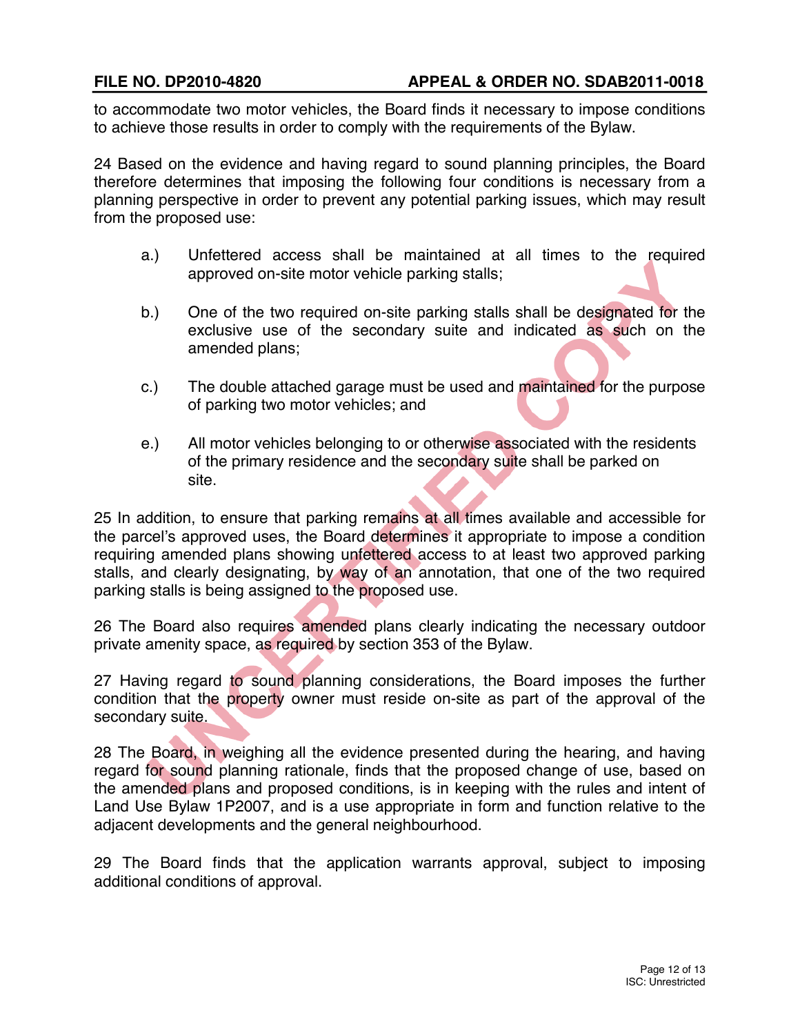to accommodate two motor vehicles, the Board finds it necessary to impose conditions to achieve those results in order to comply with the requirements of the Bylaw.

24 Based on the evidence and having regard to sound planning principles, the Board therefore determines that imposing the following four conditions is necessary from a planning perspective in order to prevent any potential parking issues, which may result from the proposed use:

a.) Unfettered access shall be maintained at all times to the required approved on-site motor vehicle parking stalls;

b.) One of the two required on-site parking stalls shall be designated for the exclusive use of the secondary suite and indicated as such on the amended plans;

c.) The double attached garage must be used and maintained for the purpose of parking two motor vehicles; and

e.) All motor vehicles belonging to or otherwise associated with the residents of the primary residence and the secondary suite shall be parked on site.

25 In addition, to ensure that parking remains at all times available and accessible for the parcel's approved uses, the Board determines it appropriate to impose a condition requiring amended plans showing unfettered access to at least two approved parking stalls, and clearly designating, by way of an annotation, that one of the two required parking stalls is being assigned to the proposed use.

26 The Board also requires amended plans clearly indicating the necessary outdoor private amenity space, as required by section 353 of the Bylaw.

27 Having regard to sound planning considerations, the Board imposes the further condition that the property owner must reside on-site as part of the approval of the secondary suite.

28 The Board, in weighing all the evidence presented during the hearing, and having regard for sound planning rationale, finds that the proposed change of use, based on the amended plans and proposed conditions, is in keeping with the rules and intent of Land Use Bylaw 1P2007, and is a use appropriate in form and function relative to the adjacent developments and the general neighbourhood.

29 The Board finds that the application warrants approval, subject to imposing additional conditions of approval.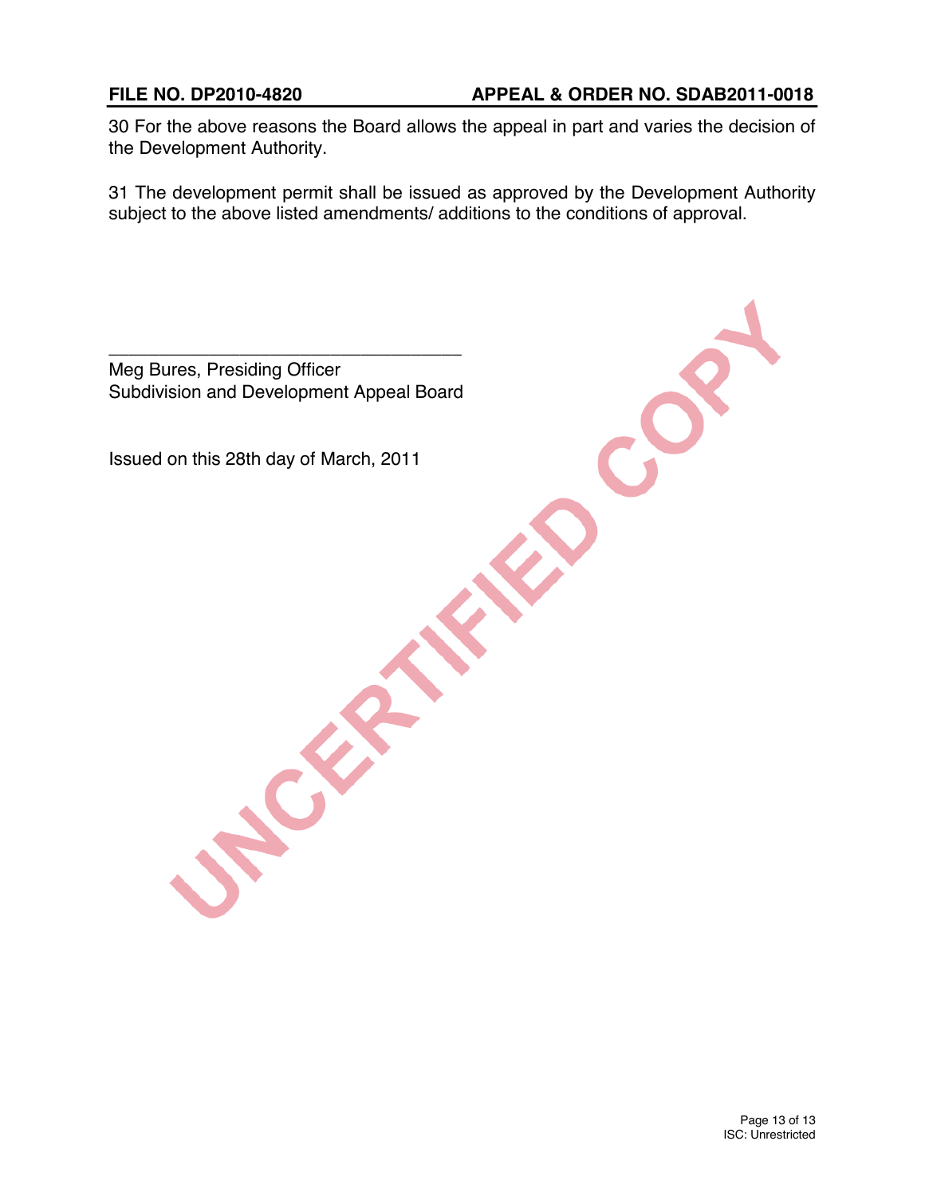30 For the above reasons the Board allows the appeal in part and varies the decision of the Development Authority.

31 The development permit shall be issued as approved by the Development Authority subject to the above listed amendments/ additions to the conditions of approval.

\_\_\_\_\_\_\_\_\_\_\_\_\_\_\_\_\_\_\_\_\_\_\_\_\_\_\_\_\_\_\_\_\_\_\_\_

Meg Bures, Presiding Officer
Subdivision and Development Appeal Board

Issued on this 28th day of March, 2011